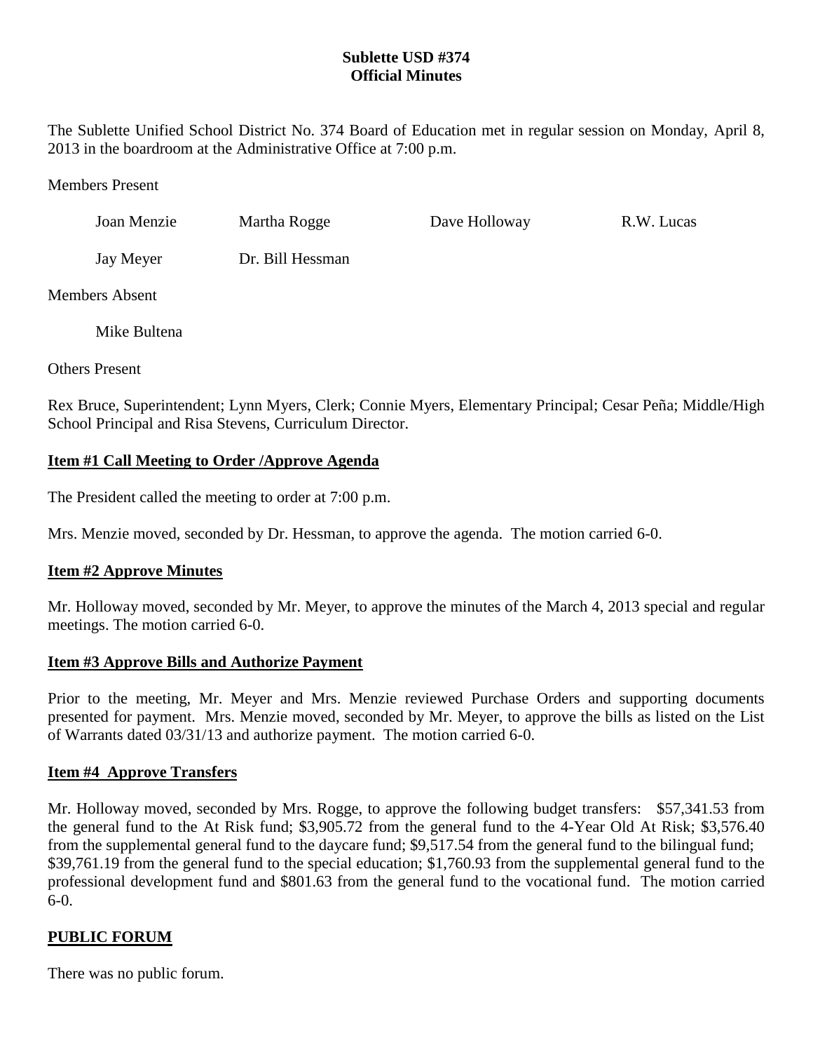**Sublette USD #374**
**Official Minutes**

The Sublette Unified School District No. 374 Board of Education met in regular session on Monday, April 8, 2013 in the boardroom at the Administrative Office at 7:00 p.m.

Members Present

Joan Menzie    Martha Rogge    Dave Holloway    R.W. Lucas

Jay Meyer    Dr. Bill Hessman

Members Absent

Mike Bultena

Others Present

Rex Bruce, Superintendent; Lynn Myers, Clerk; Connie Myers, Elementary Principal; Cesar Peña; Middle/High School Principal and Risa Stevens, Curriculum Director.

## Item #1 Call Meeting to Order /Approve Agenda

The President called the meeting to order at 7:00 p.m.

Mrs. Menzie moved, seconded by Dr. Hessman, to approve the agenda. The motion carried 6-0.

## Item #2 Approve Minutes

Mr. Holloway moved, seconded by Mr. Meyer, to approve the minutes of the March 4, 2013 special and regular meetings. The motion carried 6-0.

## Item #3 Approve Bills and Authorize Payment

Prior to the meeting, Mr. Meyer and Mrs. Menzie reviewed Purchase Orders and supporting documents presented for payment. Mrs. Menzie moved, seconded by Mr. Meyer, to approve the bills as listed on the List of Warrants dated 03/31/13 and authorize payment. The motion carried 6-0.

## Item #4 Approve Transfers

Mr. Holloway moved, seconded by Mrs. Rogge, to approve the following budget transfers: $57,341.53 from the general fund to the At Risk fund; $3,905.72 from the general fund to the 4-Year Old At Risk; $3,576.40 from the supplemental general fund to the daycare fund; $9,517.54 from the general fund to the bilingual fund; $39,761.19 from the general fund to the special education; $1,760.93 from the supplemental general fund to the professional development fund and $801.63 from the general fund to the vocational fund. The motion carried 6-0.

## PUBLIC FORUM

There was no public forum.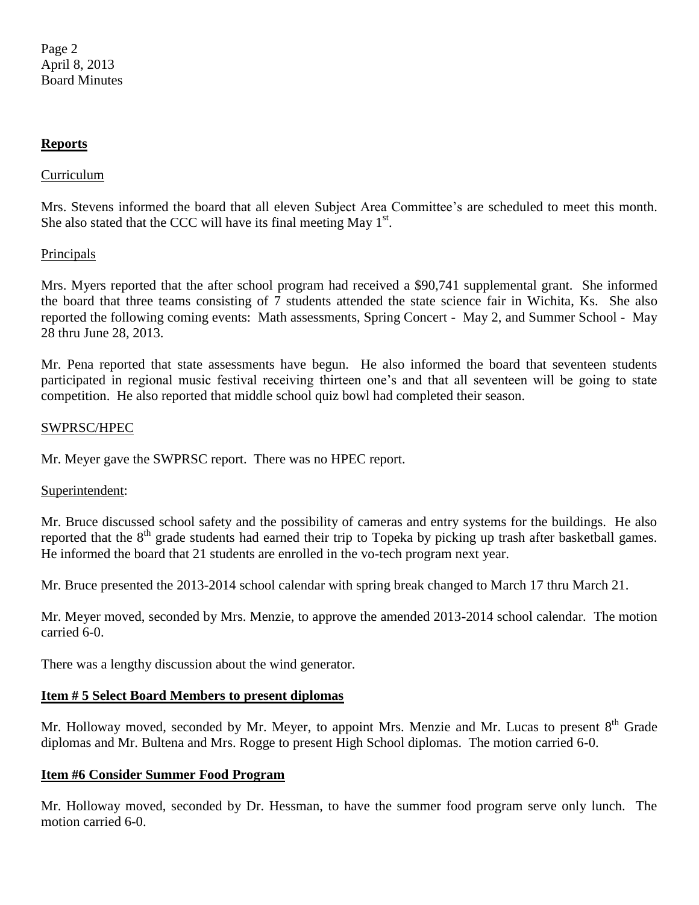## Reports

Curriculum

Mrs. Stevens informed the board that all eleven Subject Area Committee's are scheduled to meet this month. She also stated that the CCC will have its final meeting May 1st.

Principals

Mrs. Myers reported that the after school program had received a $90,741 supplemental grant. She informed the board that three teams consisting of 7 students attended the state science fair in Wichita, Ks. She also reported the following coming events: Math assessments, Spring Concert - May 2, and Summer School - May 28 thru June 28, 2013.

Mr. Pena reported that state assessments have begun. He also informed the board that seventeen students participated in regional music festival receiving thirteen one's and that all seventeen will be going to state competition. He also reported that middle school quiz bowl had completed their season.

SWPRSC/HPEC

Mr. Meyer gave the SWPRSC report. There was no HPEC report.

Superintendent:

Mr. Bruce discussed school safety and the possibility of cameras and entry systems for the buildings. He also reported that the 8th grade students had earned their trip to Topeka by picking up trash after basketball games. He informed the board that 21 students are enrolled in the vo-tech program next year.

Mr. Bruce presented the 2013-2014 school calendar with spring break changed to March 17 thru March 21.

Mr. Meyer moved, seconded by Mrs. Menzie, to approve the amended 2013-2014 school calendar. The motion carried 6-0.

There was a lengthy discussion about the wind generator.

## Item # 5 Select Board Members to present diplomas

Mr. Holloway moved, seconded by Mr. Meyer, to appoint Mrs. Menzie and Mr. Lucas to present 8th Grade diplomas and Mr. Bultena and Mrs. Rogge to present High School diplomas. The motion carried 6-0.

## Item #6 Consider Summer Food Program

Mr. Holloway moved, seconded by Dr. Hessman, to have the summer food program serve only lunch. The motion carried 6-0.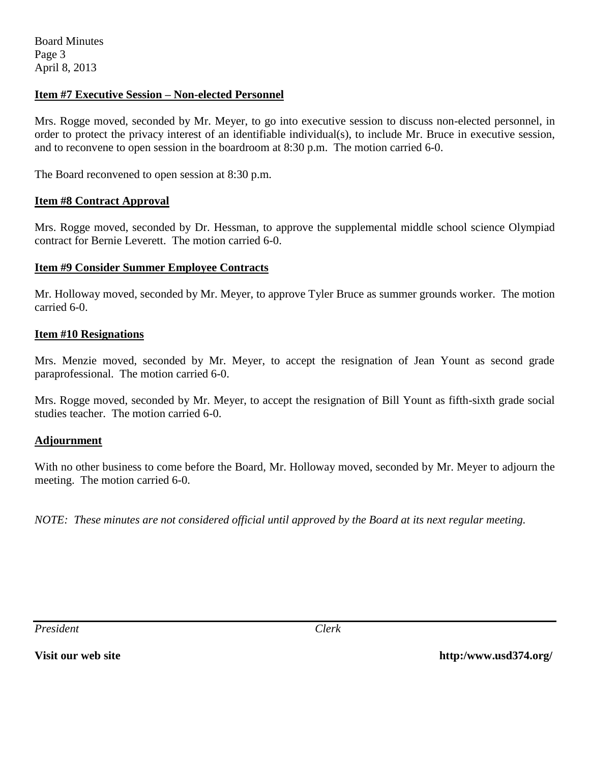### Item #7 Executive Session – Non-elected Personnel

Mrs. Rogge moved, seconded by Mr. Meyer, to go into executive session to discuss non-elected personnel, in order to protect the privacy interest of an identifiable individual(s), to include Mr. Bruce in executive session, and to reconvene to open session in the boardroom at 8:30 p.m. The motion carried 6-0.

The Board reconvened to open session at 8:30 p.m.

### Item #8 Contract Approval

Mrs. Rogge moved, seconded by Dr. Hessman, to approve the supplemental middle school science Olympiad contract for Bernie Leverett. The motion carried 6-0.

### Item #9 Consider Summer Employee Contracts

Mr. Holloway moved, seconded by Mr. Meyer, to approve Tyler Bruce as summer grounds worker. The motion carried 6-0.

### Item #10 Resignations

Mrs. Menzie moved, seconded by Mr. Meyer, to accept the resignation of Jean Yount as second grade paraprofessional. The motion carried 6-0.

Mrs. Rogge moved, seconded by Mr. Meyer, to accept the resignation of Bill Yount as fifth-sixth grade social studies teacher. The motion carried 6-0.

### Adjournment

With no other business to come before the Board, Mr. Holloway moved, seconded by Mr. Meyer to adjourn the meeting. The motion carried 6-0.

*NOTE: These minutes are not considered official until approved by the Board at its next regular meeting.*

*President* *Clerk*

**Visit our web site** **http:/www.usd374.org/**